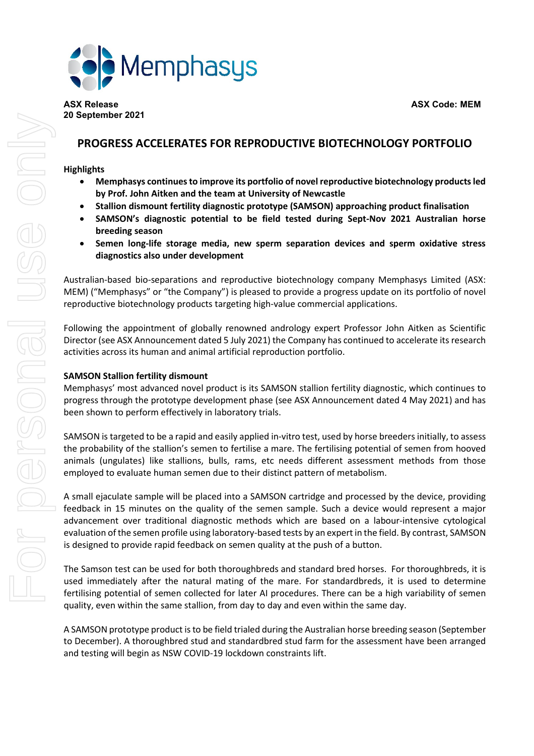ASX Release
20 September 2021

ASX Code: MEM

# PROGRESS ACCELERATES FOR REPRODUCTIVE BIOTECHNOLOGY PORTFOLIO

**Highlights**

- **Memphasys continues to improve its portfolio of novel reproductive biotechnology products led by Prof. John Aitken and the team at University of Newcastle**
- **Stallion dismount fertility diagnostic prototype (SAMSON) approaching product finalisation**
- **SAMSON's diagnostic potential to be field tested during Sept-Nov 2021 Australian horse breeding season**
- **Semen long-life storage media, new sperm separation devices and sperm oxidative stress diagnostics also under development**

Australian-based bio-separations and reproductive biotechnology company Memphasys Limited (ASX: MEM) ("Memphasys" or "the Company") is pleased to provide a progress update on its portfolio of novel reproductive biotechnology products targeting high-value commercial applications.

Following the appointment of globally renowned andrology expert Professor John Aitken as Scientific Director (see ASX Announcement dated 5 July 2021) the Company has continued to accelerate its research activities across its human and animal artificial reproduction portfolio.

**SAMSON Stallion fertility dismount**

Memphasys' most advanced novel product is its SAMSON stallion fertility diagnostic, which continues to progress through the prototype development phase (see ASX Announcement dated 4 May 2021) and has been shown to perform effectively in laboratory trials.

SAMSON is targeted to be a rapid and easily applied in-vitro test, used by horse breeders initially, to assess the probability of the stallion's semen to fertilise a mare. The fertilising potential of semen from hooved animals (ungulates) like stallions, bulls, rams, etc needs different assessment methods from those employed to evaluate human semen due to their distinct pattern of metabolism.

A small ejaculate sample will be placed into a SAMSON cartridge and processed by the device, providing feedback in 15 minutes on the quality of the semen sample. Such a device would represent a major advancement over traditional diagnostic methods which are based on a labour-intensive cytological evaluation of the semen profile using laboratory-based tests by an expert in the field. By contrast, SAMSON is designed to provide rapid feedback on semen quality at the push of a button.

The Samson test can be used for both thoroughbreds and standard bred horses. For thoroughbreds, it is used immediately after the natural mating of the mare. For standardbreds, it is used to determine fertilising potential of semen collected for later AI procedures. There can be a high variability of semen quality, even within the same stallion, from day to day and even within the same day.

A SAMSON prototype product is to be field trialed during the Australian horse breeding season (September to December). A thoroughbred stud and standardbred stud farm for the assessment have been arranged and testing will begin as NSW COVID-19 lockdown constraints lift.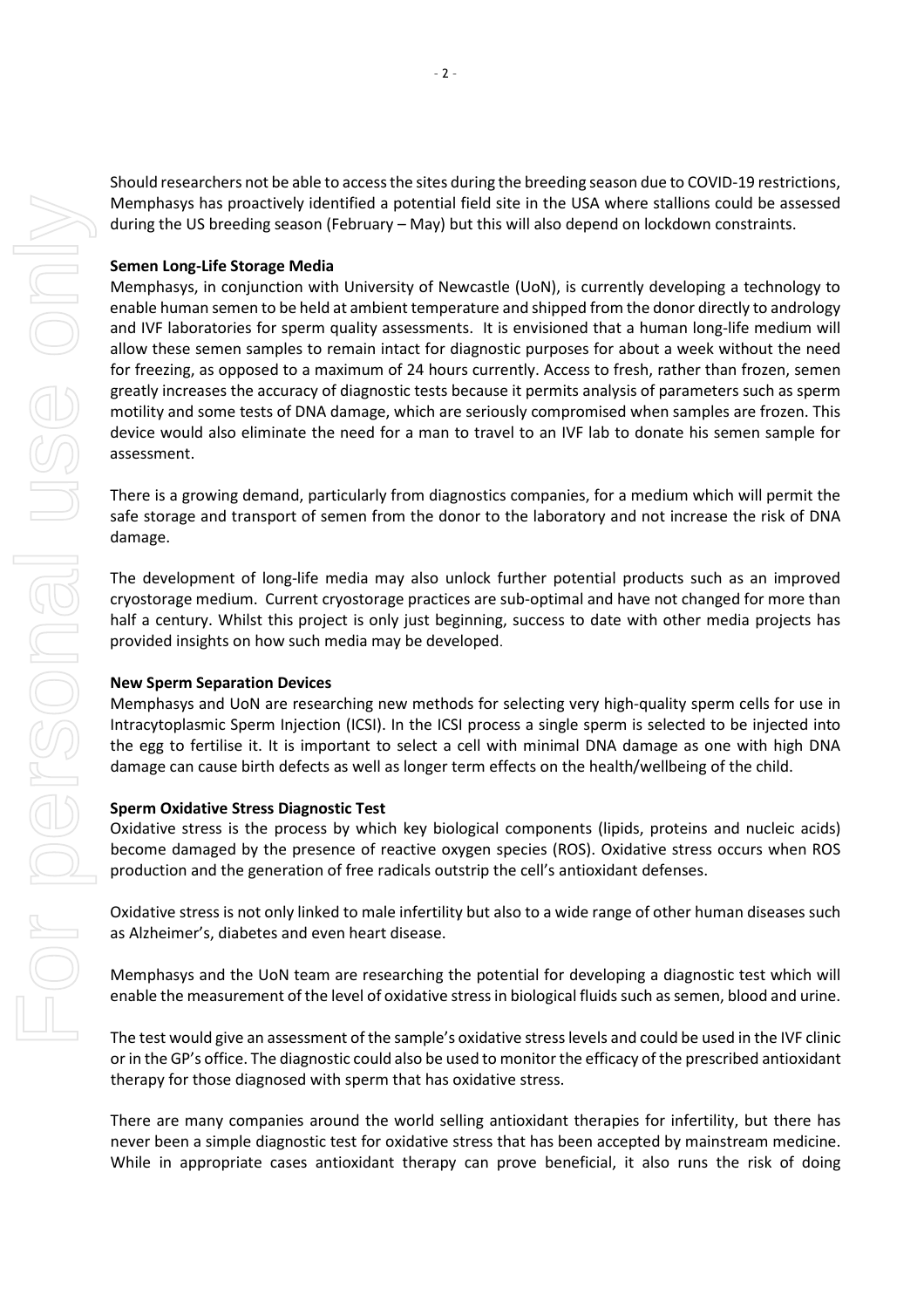Should researchers not be able to access the sites during the breeding season due to COVID-19 restrictions, Memphasys has proactively identified a potential field site in the USA where stallions could be assessed during the US breeding season (February – May) but this will also depend on lockdown constraints.

**Semen Long-Life Storage Media**

Memphasys, in conjunction with University of Newcastle (UoN), is currently developing a technology to enable human semen to be held at ambient temperature and shipped from the donor directly to andrology and IVF laboratories for sperm quality assessments. It is envisioned that a human long-life medium will allow these semen samples to remain intact for diagnostic purposes for about a week without the need for freezing, as opposed to a maximum of 24 hours currently. Access to fresh, rather than frozen, semen greatly increases the accuracy of diagnostic tests because it permits analysis of parameters such as sperm motility and some tests of DNA damage, which are seriously compromised when samples are frozen. This device would also eliminate the need for a man to travel to an IVF lab to donate his semen sample for assessment.

There is a growing demand, particularly from diagnostics companies, for a medium which will permit the safe storage and transport of semen from the donor to the laboratory and not increase the risk of DNA damage.

The development of long-life media may also unlock further potential products such as an improved cryostorage medium. Current cryostorage practices are sub-optimal and have not changed for more than half a century. Whilst this project is only just beginning, success to date with other media projects has provided insights on how such media may be developed.

**New Sperm Separation Devices**

Memphasys and UoN are researching new methods for selecting very high-quality sperm cells for use in Intracytoplasmic Sperm Injection (ICSI). In the ICSI process a single sperm is selected to be injected into the egg to fertilise it. It is important to select a cell with minimal DNA damage as one with high DNA damage can cause birth defects as well as longer term effects on the health/wellbeing of the child.

**Sperm Oxidative Stress Diagnostic Test**

Oxidative stress is the process by which key biological components (lipids, proteins and nucleic acids) become damaged by the presence of reactive oxygen species (ROS). Oxidative stress occurs when ROS production and the generation of free radicals outstrip the cell's antioxidant defenses.

Oxidative stress is not only linked to male infertility but also to a wide range of other human diseases such as Alzheimer's, diabetes and even heart disease.

Memphasys and the UoN team are researching the potential for developing a diagnostic test which will enable the measurement of the level of oxidative stress in biological fluids such as semen, blood and urine.

The test would give an assessment of the sample's oxidative stress levels and could be used in the IVF clinic or in the GP's office. The diagnostic could also be used to monitor the efficacy of the prescribed antioxidant therapy for those diagnosed with sperm that has oxidative stress.

There are many companies around the world selling antioxidant therapies for infertility, but there has never been a simple diagnostic test for oxidative stress that has been accepted by mainstream medicine. While in appropriate cases antioxidant therapy can prove beneficial, it also runs the risk of doing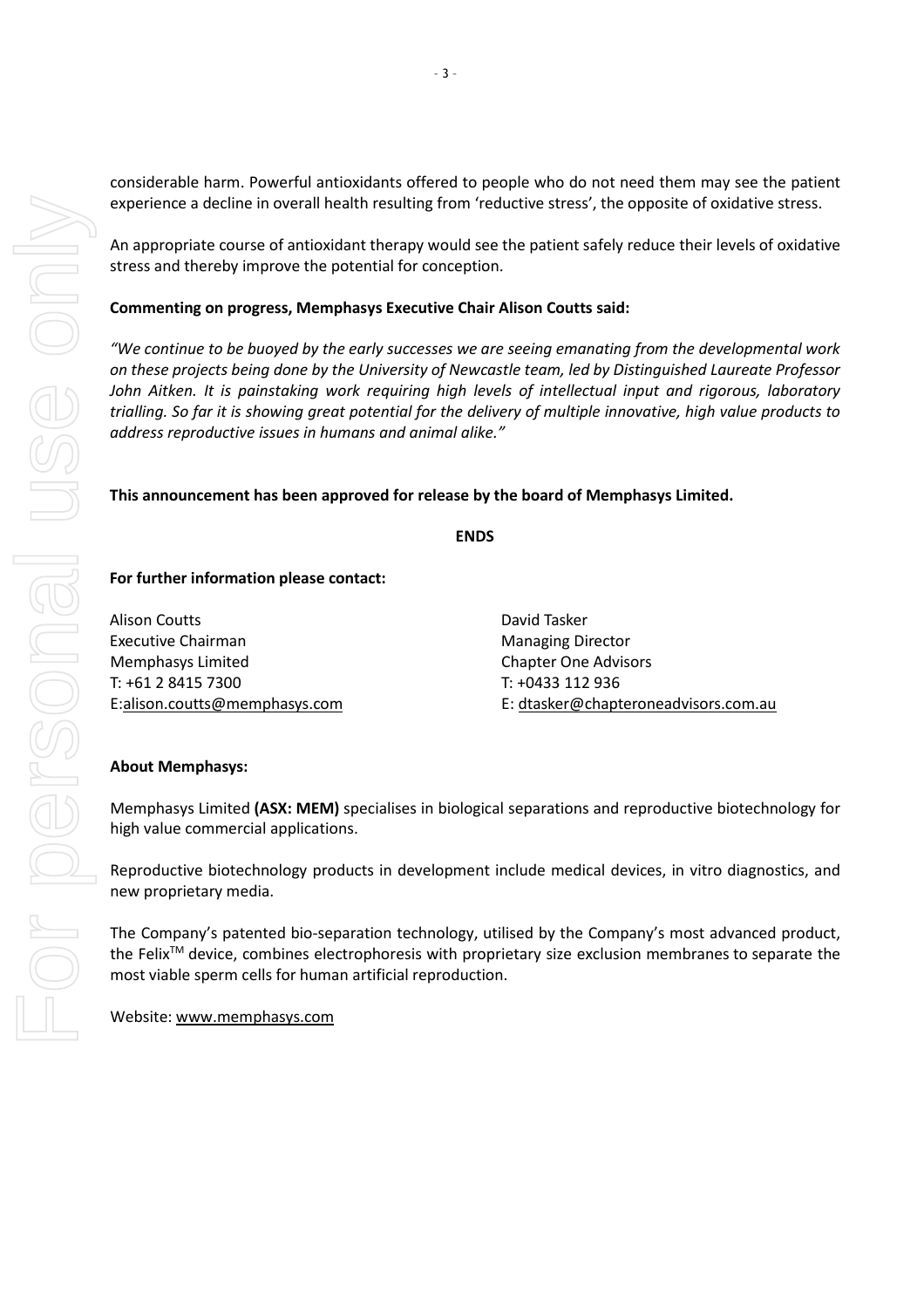considerable harm. Powerful antioxidants offered to people who do not need them may see the patient experience a decline in overall health resulting from 'reductive stress', the opposite of oxidative stress.

An appropriate course of antioxidant therapy would see the patient safely reduce their levels of oxidative stress and thereby improve the potential for conception.

**Commenting on progress, Memphasys Executive Chair Alison Coutts said:**

*"We continue to be buoyed by the early successes we are seeing emanating from the developmental work on these projects being done by the University of Newcastle team, led by Distinguished Laureate Professor John Aitken. It is painstaking work requiring high levels of intellectual input and rigorous, laboratory trialling. So far it is showing great potential for the delivery of multiple innovative, high value products to address reproductive issues in humans and animal alike."*

**This announcement has been approved for release by the board of Memphasys Limited.**

**ENDS**

**For further information please contact:**

Alison Coutts
Executive Chairman
Memphasys Limited
T: +61 2 8415 7300
E:alison.coutts@memphasys.com

David Tasker
Managing Director
Chapter One Advisors
T: +0433 112 936
E: dtasker@chapteroneadvisors.com.au

**About Memphasys:**

Memphasys Limited **(ASX: MEM)** specialises in biological separations and reproductive biotechnology for high value commercial applications.

Reproductive biotechnology products in development include medical devices, in vitro diagnostics, and new proprietary media.

The Company's patented bio-separation technology, utilised by the Company's most advanced product, the Felix™ device, combines electrophoresis with proprietary size exclusion membranes to separate the most viable sperm cells for human artificial reproduction.

Website: www.memphasys.com